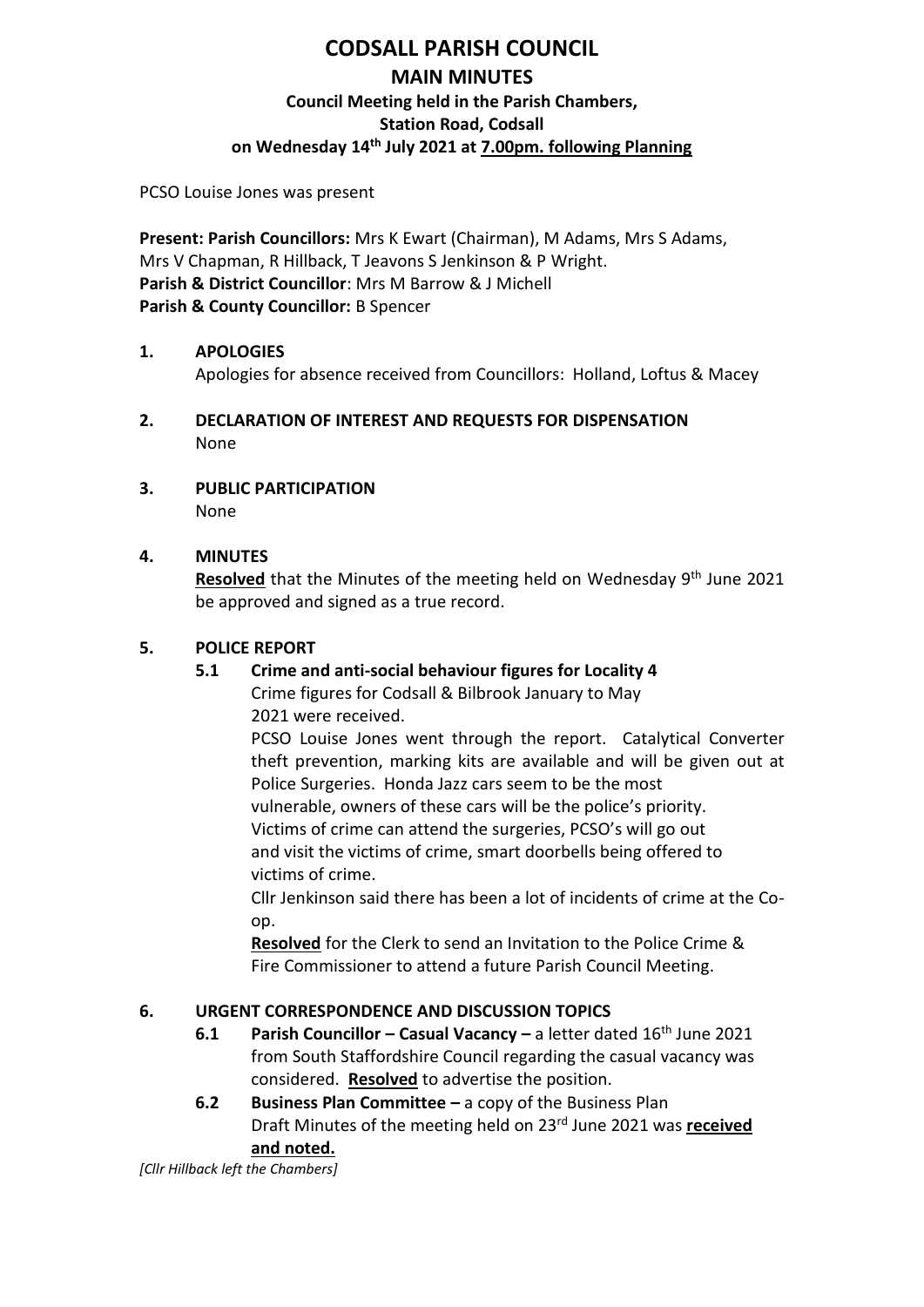# CODSALL PARISH COUNCIL

## MAIN MINUTES

### Council Meeting held in the Parish Chambers, Station Road, Codsall on Wednesday 14th July 2021 at 7.00pm. following Planning

PCSO Louise Jones was present

**Present: Parish Councillors:** Mrs K Ewart (Chairman), M Adams, Mrs S Adams, Mrs V Chapman, R Hillback, T Jeavons S Jenkinson & P Wright.
**Parish & District Councillor**: Mrs M Barrow & J Michell
**Parish & County Councillor:** B Spencer

**1. APOLOGIES**

Apologies for absence received from Councillors: Holland, Loftus & Macey

**2. DECLARATION OF INTEREST AND REQUESTS FOR DISPENSATION**

None

**3. PUBLIC PARTICIPATION**

None

**4. MINUTES**

**Resolved** that the Minutes of the meeting held on Wednesday 9th June 2021 be approved and signed as a true record.

**5. POLICE REPORT**

**5.1 Crime and anti-social behaviour figures for Locality 4**

Crime figures for Codsall & Bilbrook January to May 2021 were received.

PCSO Louise Jones went through the report. Catalytical Converter theft prevention, marking kits are available and will be given out at Police Surgeries. Honda Jazz cars seem to be the most vulnerable, owners of these cars will be the police's priority. Victims of crime can attend the surgeries, PCSO's will go out and visit the victims of crime, smart doorbells being offered to victims of crime.

Cllr Jenkinson said there has been a lot of incidents of crime at the Co-op.

**Resolved** for the Clerk to send an Invitation to the Police Crime & Fire Commissioner to attend a future Parish Council Meeting.

**6. URGENT CORRESPONDENCE AND DISCUSSION TOPICS**

**6.1 Parish Councillor – Casual Vacancy –** a letter dated 16th June 2021 from South Staffordshire Council regarding the casual vacancy was considered. **Resolved** to advertise the position.

**6.2 Business Plan Committee –** a copy of the Business Plan Draft Minutes of the meeting held on 23rd June 2021 was **received and noted.**

*[Cllr Hillback left the Chambers]*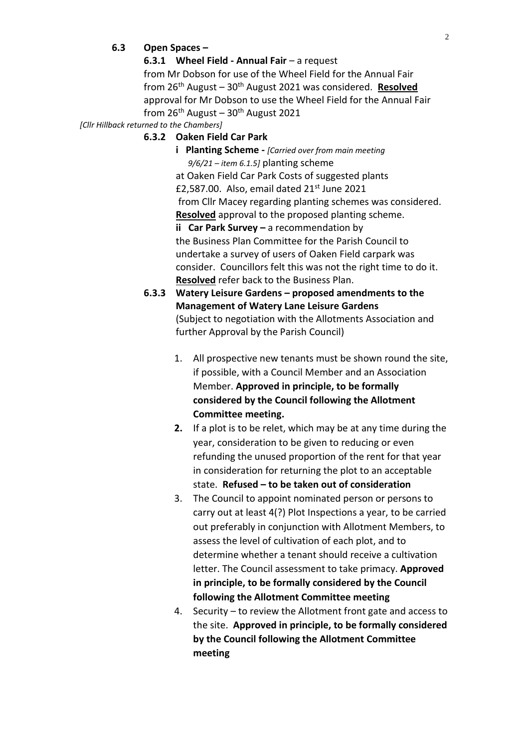**6.3 Open Spaces –**

**6.3.1 Wheel Field - Annual Fair** – a request from Mr Dobson for use of the Wheel Field for the Annual Fair from 26th August – 30th August 2021 was considered. **Resolved** approval for Mr Dobson to use the Wheel Field for the Annual Fair from 26th August – 30th August 2021

*[Cllr Hillback returned to the Chambers]*

**6.3.2 Oaken Field Car Park**

**i Planting Scheme -** *[Carried over from main meeting 9/6/21 – item 6.1.5]* planting scheme at Oaken Field Car Park Costs of suggested plants £2,587.00. Also, email dated 21st June 2021 from Cllr Macey regarding planting schemes was considered. **Resolved** approval to the proposed planting scheme.

**ii Car Park Survey –** a recommendation by the Business Plan Committee for the Parish Council to undertake a survey of users of Oaken Field carpark was consider. Councillors felt this was not the right time to do it. **Resolved** refer back to the Business Plan.

**6.3.3 Watery Leisure Gardens – proposed amendments to the Management of Watery Lane Leisure Gardens**
(Subject to negotiation with the Allotments Association and further Approval by the Parish Council)

1. All prospective new tenants must be shown round the site, if possible, with a Council Member and an Association Member. **Approved in principle, to be formally considered by the Council following the Allotment Committee meeting.**
2. If a plot is to be relet, which may be at any time during the year, consideration to be given to reducing or even refunding the unused proportion of the rent for that year in consideration for returning the plot to an acceptable state. **Refused – to be taken out of consideration**
3. The Council to appoint nominated person or persons to carry out at least 4(?) Plot Inspections a year, to be carried out preferably in conjunction with Allotment Members, to assess the level of cultivation of each plot, and to determine whether a tenant should receive a cultivation letter. The Council assessment to take primacy. **Approved in principle, to be formally considered by the Council following the Allotment Committee meeting**
4. Security – to review the Allotment front gate and access to the site. **Approved in principle, to be formally considered by the Council following the Allotment Committee meeting**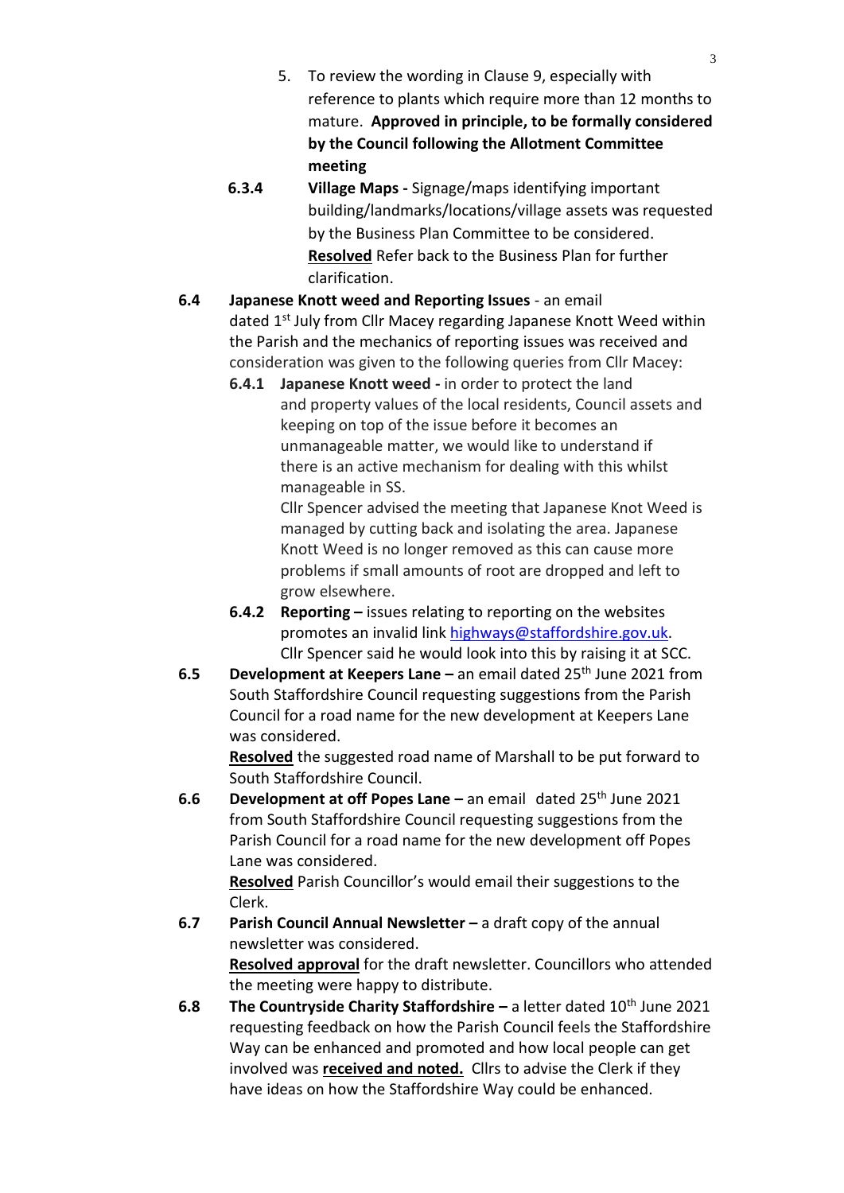5. To review the wording in Clause 9, especially with reference to plants which require more than 12 months to mature. **Approved in principle, to be formally considered by the Council following the Allotment Committee meeting**

**6.3.4** **Village Maps -** Signage/maps identifying important building/landmarks/locations/village assets was requested by the Business Plan Committee to be considered. **Resolved** Refer back to the Business Plan for further clarification.

**6.4** **Japanese Knott weed and Reporting Issues** - an email dated 1st July from Cllr Macey regarding Japanese Knott Weed within the Parish and the mechanics of reporting issues was received and consideration was given to the following queries from Cllr Macey:

**6.4.1** **Japanese Knott weed -** in order to protect the land and property values of the local residents, Council assets and keeping on top of the issue before it becomes an unmanageable matter, we would like to understand if there is an active mechanism for dealing with this whilst manageable in SS.

Cllr Spencer advised the meeting that Japanese Knot Weed is managed by cutting back and isolating the area. Japanese Knott Weed is no longer removed as this can cause more problems if small amounts of root are dropped and left to grow elsewhere.

**6.4.2** **Reporting –** issues relating to reporting on the websites promotes an invalid link highways@staffordshire.gov.uk. Cllr Spencer said he would look into this by raising it at SCC.

**6.5** **Development at Keepers Lane –** an email dated 25th June 2021 from South Staffordshire Council requesting suggestions from the Parish Council for a road name for the new development at Keepers Lane was considered.

**Resolved** the suggested road name of Marshall to be put forward to South Staffordshire Council.

**6.6** **Development at off Popes Lane –** an email dated 25th June 2021 from South Staffordshire Council requesting suggestions from the Parish Council for a road name for the new development off Popes Lane was considered.

**Resolved** Parish Councillor's would email their suggestions to the Clerk.

**6.7** **Parish Council Annual Newsletter –** a draft copy of the annual newsletter was considered.

**Resolved approval** for the draft newsletter. Councillors who attended the meeting were happy to distribute.

**6.8** **The Countryside Charity Staffordshire –** a letter dated 10th June 2021 requesting feedback on how the Parish Council feels the Staffordshire Way can be enhanced and promoted and how local people can get involved was **received and noted.** Cllrs to advise the Clerk if they have ideas on how the Staffordshire Way could be enhanced.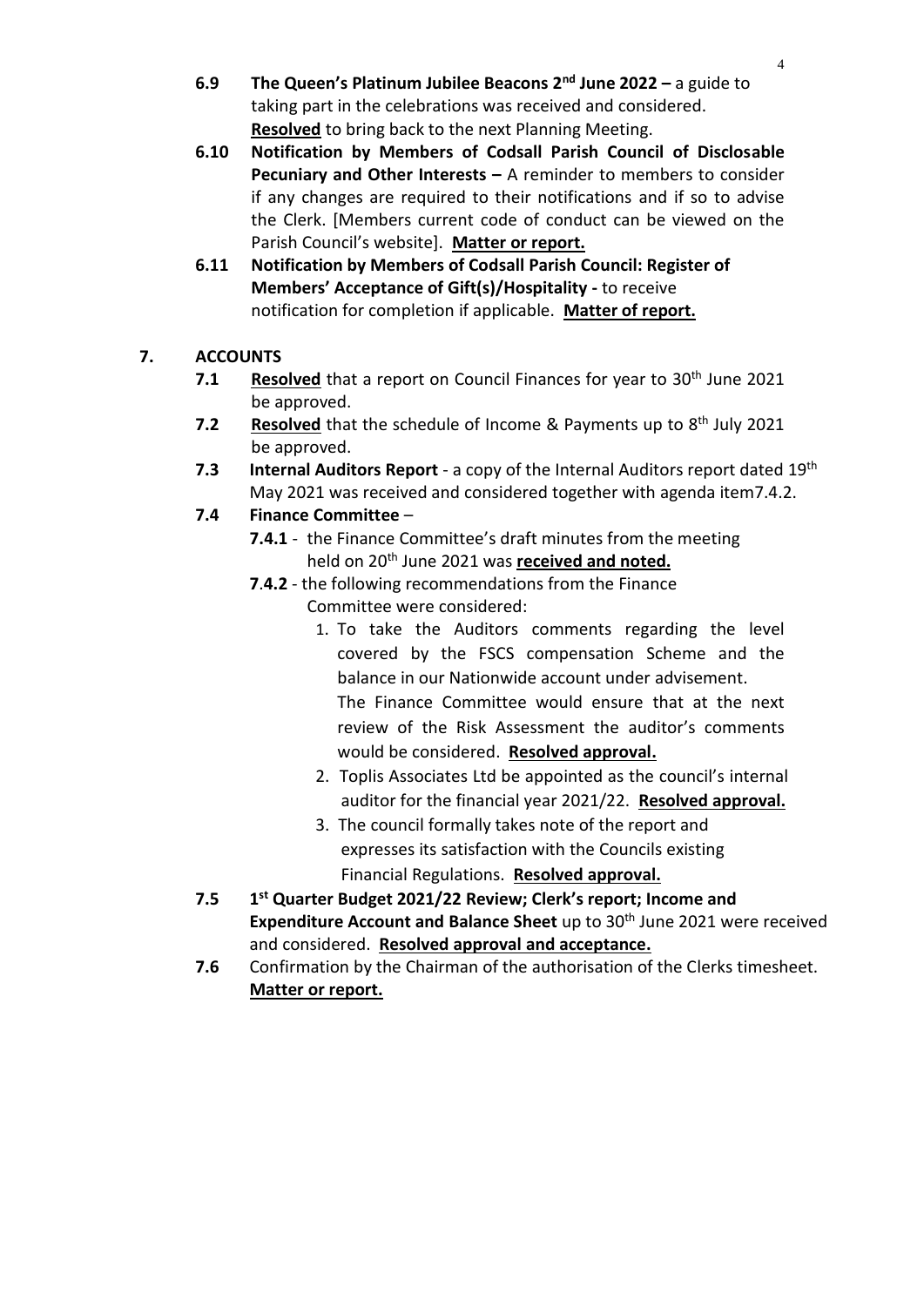**6.9 The Queen's Platinum Jubilee Beacons 2nd June 2022 –** a guide to taking part in the celebrations was received and considered. **Resolved** to bring back to the next Planning Meeting.

**6.10 Notification by Members of Codsall Parish Council of Disclosable Pecuniary and Other Interests –** A reminder to members to consider if any changes are required to their notifications and if so to advise the Clerk. [Members current code of conduct can be viewed on the Parish Council's website]. **Matter or report.**

**6.11 Notification by Members of Codsall Parish Council: Register of Members' Acceptance of Gift(s)/Hospitality -** to receive notification for completion if applicable. **Matter of report.**

## 7. ACCOUNTS

**7.1** **Resolved** that a report on Council Finances for year to 30th June 2021 be approved.

**7.2** **Resolved** that the schedule of Income & Payments up to 8th July 2021 be approved.

**7.3** **Internal Auditors Report** - a copy of the Internal Auditors report dated 19th May 2021 was received and considered together with agenda item7.4.2.

**7.4** **Finance Committee** –

**7.4.1** - the Finance Committee's draft minutes from the meeting held on 20th June 2021 was **received and noted.**

**7.4.2** - the following recommendations from the Finance Committee were considered:

1. To take the Auditors comments regarding the level covered by the FSCS compensation Scheme and the balance in our Nationwide account under advisement. The Finance Committee would ensure that at the next review of the Risk Assessment the auditor's comments would be considered. **Resolved approval.**
2. Toplis Associates Ltd be appointed as the council's internal auditor for the financial year 2021/22. **Resolved approval.**
3. The council formally takes note of the report and expresses its satisfaction with the Councils existing Financial Regulations. **Resolved approval.**

**7.5** **1st Quarter Budget 2021/22 Review; Clerk's report; Income and Expenditure Account and Balance Sheet** up to 30th June 2021 were received and considered. **Resolved approval and acceptance.**

**7.6** Confirmation by the Chairman of the authorisation of the Clerks timesheet. **Matter or report.**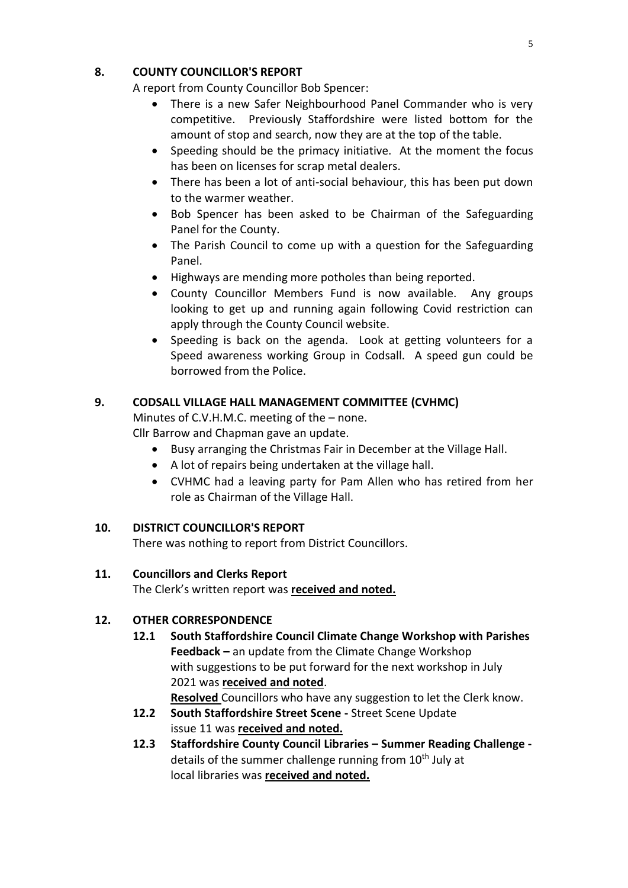## 8. COUNTY COUNCILLOR'S REPORT

A report from County Councillor Bob Spencer:

- There is a new Safer Neighbourhood Panel Commander who is very competitive. Previously Staffordshire were listed bottom for the amount of stop and search, now they are at the top of the table.
- Speeding should be the primacy initiative. At the moment the focus has been on licenses for scrap metal dealers.
- There has been a lot of anti-social behaviour, this has been put down to the warmer weather.
- Bob Spencer has been asked to be Chairman of the Safeguarding Panel for the County.
- The Parish Council to come up with a question for the Safeguarding Panel.
- Highways are mending more potholes than being reported.
- County Councillor Members Fund is now available. Any groups looking to get up and running again following Covid restriction can apply through the County Council website.
- Speeding is back on the agenda. Look at getting volunteers for a Speed awareness working Group in Codsall. A speed gun could be borrowed from the Police.

## 9. CODSALL VILLAGE HALL MANAGEMENT COMMITTEE (CVHMC)

Minutes of C.V.H.M.C. meeting of the – none.

Cllr Barrow and Chapman gave an update.

- Busy arranging the Christmas Fair in December at the Village Hall.
- A lot of repairs being undertaken at the village hall.
- CVHMC had a leaving party for Pam Allen who has retired from her role as Chairman of the Village Hall.

## 10. DISTRICT COUNCILLOR'S REPORT

There was nothing to report from District Councillors.

## 11. Councillors and Clerks Report

The Clerk's written report was **received and noted.**

## 12. OTHER CORRESPONDENCE

**12.1 South Staffordshire Council Climate Change Workshop with Parishes Feedback –** an update from the Climate Change Workshop with suggestions to be put forward for the next workshop in July 2021 was **received and noted**.

**Resolved** Councillors who have any suggestion to let the Clerk know.

**12.2 South Staffordshire Street Scene -** Street Scene Update issue 11 was **received and noted.**

**12.3 Staffordshire County Council Libraries – Summer Reading Challenge -** details of the summer challenge running from 10th July at local libraries was **received and noted.**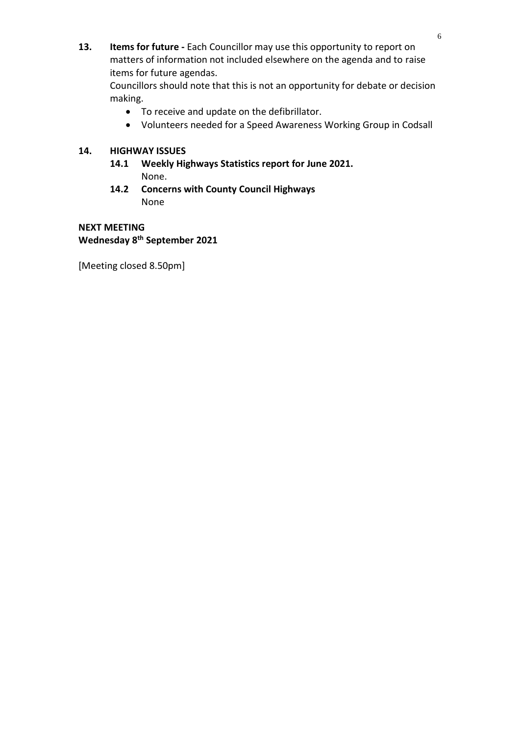**13. Items for future -** Each Councillor may use this opportunity to report on matters of information not included elsewhere on the agenda and to raise items for future agendas.

Councillors should note that this is not an opportunity for debate or decision making.

- To receive and update on the defibrillator.
- Volunteers needed for a Speed Awareness Working Group in Codsall

**14. HIGHWAY ISSUES**

**14.1 Weekly Highways Statistics report for June 2021.**

None.

**14.2 Concerns with County Council Highways**

None

**NEXT MEETING**

**Wednesday 8th September 2021**

[Meeting closed 8.50pm]